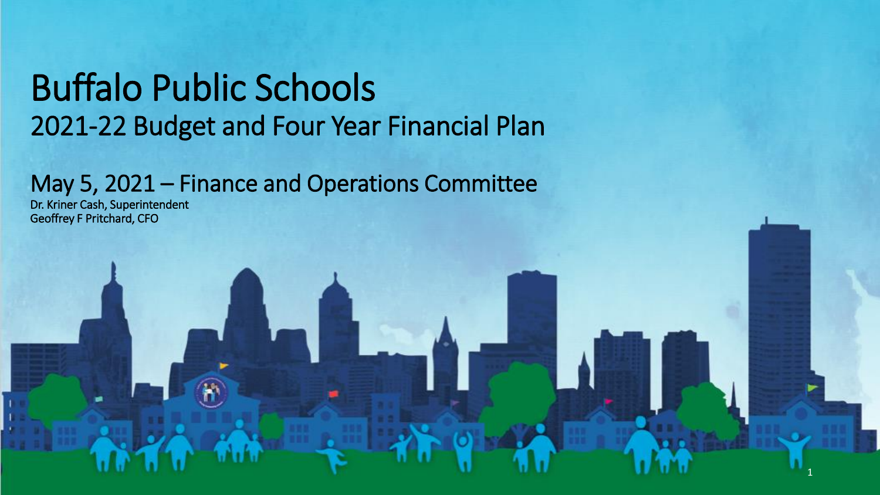# Buffalo Public Schools

## 2021-22 Budget and Four Year Financial Plan

## May 5, 2021 – Finance and Operations Committee

Dr. Kriner Cash, Superintendent
Geoffrey F Pritchard, CFO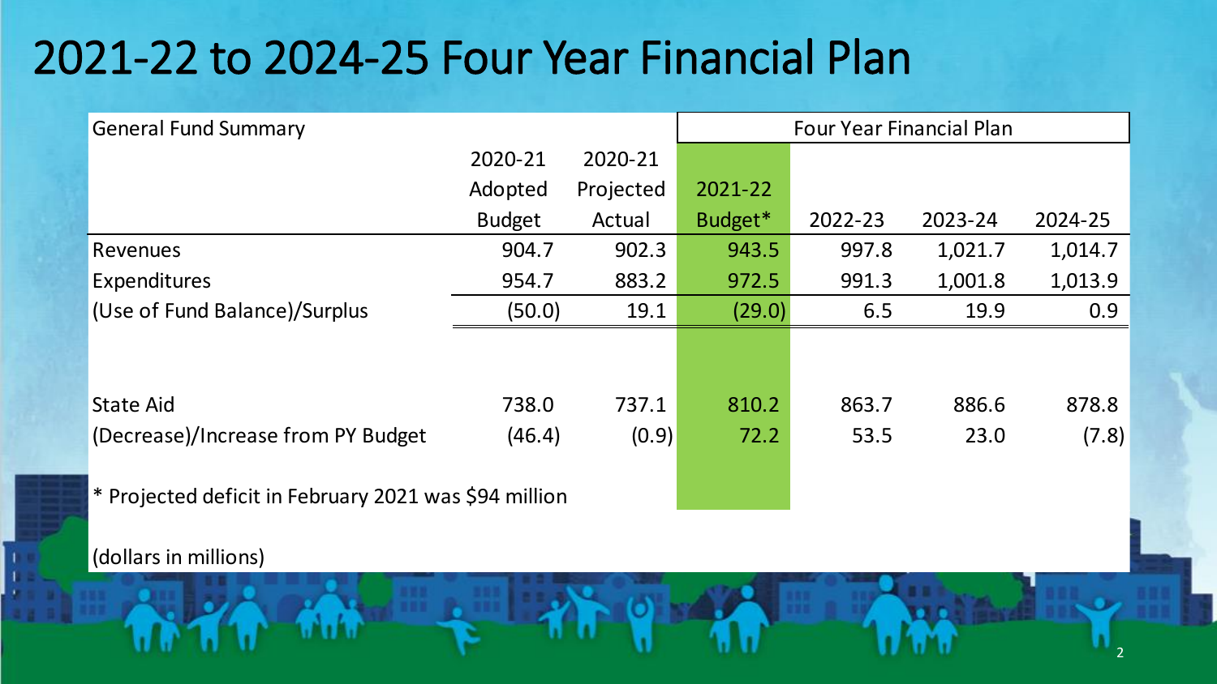# 2021-22 to 2024-25 Four Year Financial Plan

| General Fund Summary | 2020-21 Adopted Budget | 2020-21 Projected Actual | 2021-22 Budget* | 2022-23 | 2023-24 | 2024-25 |
|---|---|---|---|---|---|---|
| | | | Four Year Financial Plan | | | |
| Revenues | 904.7 | 902.3 | 943.5 | 997.8 | 1,021.7 | 1,014.7 |
| Expenditures | 954.7 | 883.2 | 972.5 | 991.3 | 1,001.8 | 1,013.9 |
| (Use of Fund Balance)/Surplus | (50.0) | 19.1 | (29.0) | 6.5 | 19.9 | 0.9 |
| | | | | | | |
| State Aid | 738.0 | 737.1 | 810.2 | 863.7 | 886.6 | 878.8 |
| (Decrease)/Increase from PY Budget | (46.4) | (0.9) | 72.2 | 53.5 | 23.0 | (7.8) |

* Projected deficit in February 2021 was $94 million

(dollars in millions)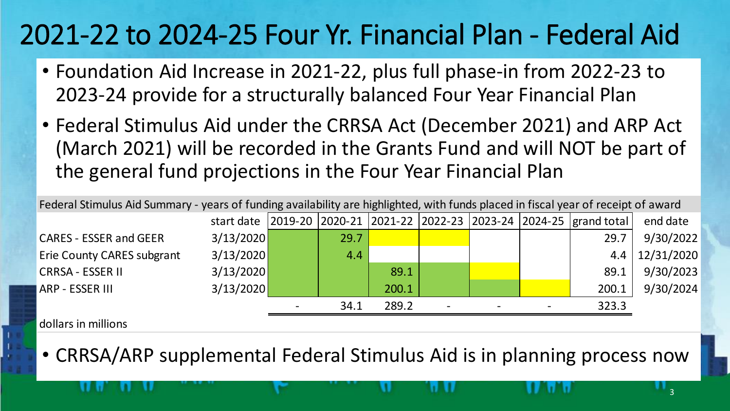# 2021-22 to 2024-25 Four Yr. Financial Plan - Federal Aid

- Foundation Aid Increase in 2021-22, plus full phase-in from 2022-23 to 2023-24 provide for a structurally balanced Four Year Financial Plan
- Federal Stimulus Aid under the CRRSA Act (December 2021) and ARP Act (March 2021) will be recorded in the Grants Fund and will NOT be part of the general fund projections in the Four Year Financial Plan

Federal Stimulus Aid Summary - years of funding availability are highlighted, with funds placed in fiscal year of receipt of award

| | start date | 2019-20 | 2020-21 | 2021-22 | 2022-23 | 2023-24 | 2024-25 | grand total | end date |
|---|---|---|---|---|---|---|---|---|---|
| CARES - ESSER and GEER | 3/13/2020 | | 29.7 | | | | | 29.7 | 9/30/2022 |
| Erie County CARES subgrant | 3/13/2020 | | 4.4 | | | | | 4.4 | 12/31/2020 |
| CRRSA - ESSER II | 3/13/2020 | | | 89.1 | | | | 89.1 | 9/30/2023 |
| ARP - ESSER III | 3/13/2020 | | | 200.1 | | | | 200.1 | 9/30/2024 |
| | | - | 34.1 | 289.2 | - | - | - | 323.3 | |

dollars in millions

- CRRSA/ARP supplemental Federal Stimulus Aid is in planning process now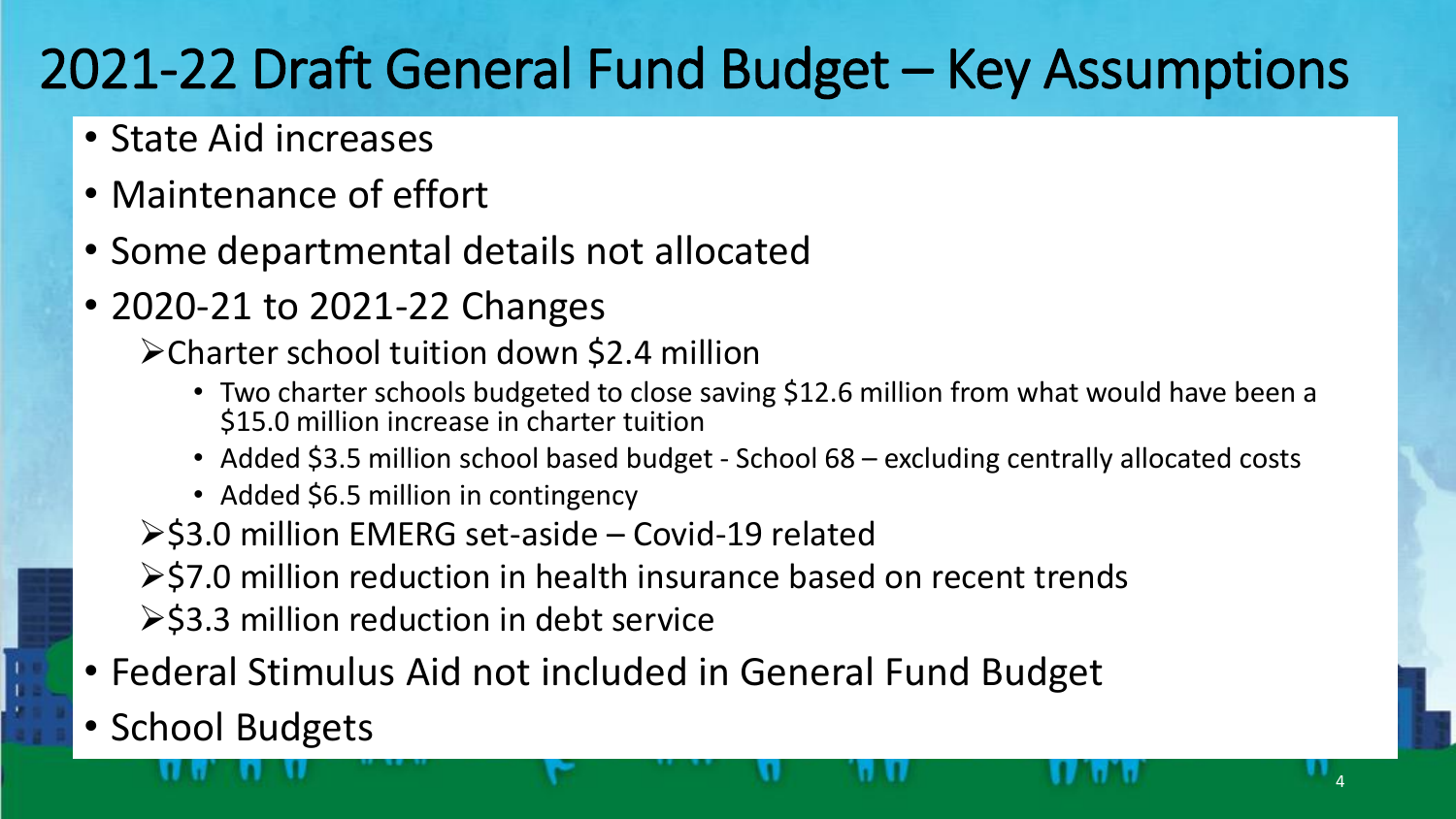# 2021-22 Draft General Fund Budget – Key Assumptions

- State Aid increases
- Maintenance of effort
- Some departmental details not allocated
- 2020-21 to 2021-22 Changes
  - Charter school tuition down $2.4 million
    - Two charter schools budgeted to close saving $12.6 million from what would have been a $15.0 million increase in charter tuition
    - Added $3.5 million school based budget - School 68 – excluding centrally allocated costs
    - Added $6.5 million in contingency
  - $3.0 million EMERG set-aside – Covid-19 related
  - $7.0 million reduction in health insurance based on recent trends
  - $3.3 million reduction in debt service
- Federal Stimulus Aid not included in General Fund Budget
- School Budgets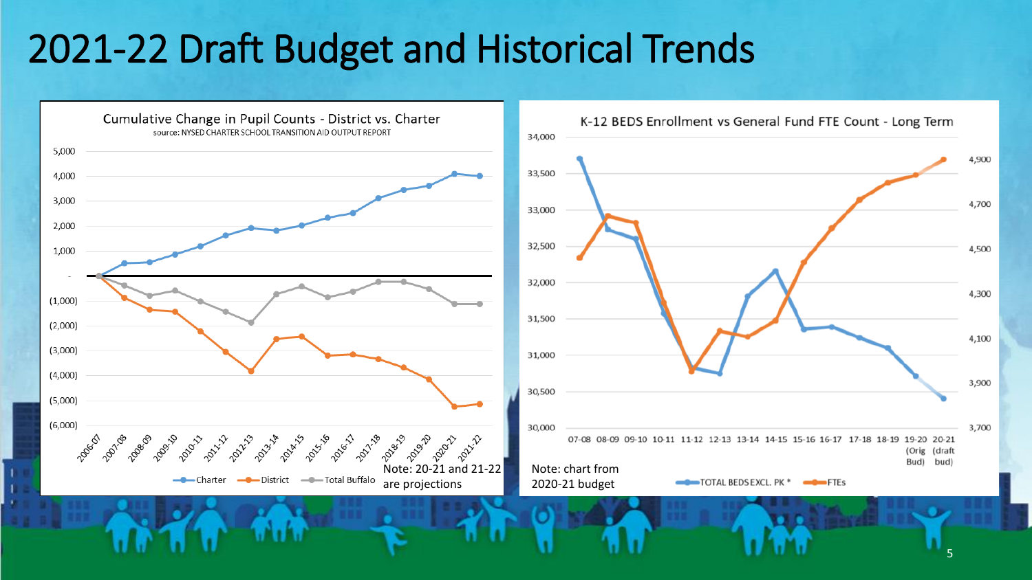# 2021-22 Draft Budget and Historical Trends

**Cumulative Change in Pupil Counts - District vs. Charter**

source: NYSED CHARTER SCHOOL TRANSITION AID OUTPUT REPORT

Legend: Charter, District, Total Buffalo

Years: 2006-07, 2007-08, 2008-09, 2009-10, 2010-11, 2011-12, 2012-13, 2013-14, 2014-15, 2015-16, 2016-17, 2017-18, 2018-19, 2019-20, 2020-21, 2021-22

Note: 20-21 and 21-22 are projections

**K-12 BEDS Enrollment vs General Fund FTE Count - Long Term**

Years: 07-08, 08-09, 09-10, 10-11, 11-12, 12-13, 13-14, 14-15, 15-16, 16-17, 17-18, 18-19, 19-20 (Orig Bud), 20-21 (draft bud)

Legend: TOTAL BEDS EXCL. PK *, FTEs

Note: chart from 2020-21 budget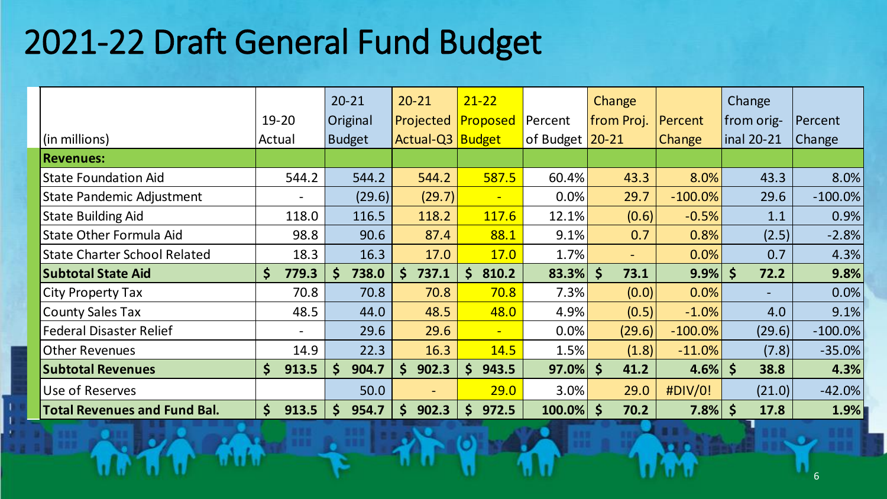# 2021-22 Draft General Fund Budget

| (in millions) | 19-20 Actual | 20-21 Original Budget | 20-21 Projected Actual-Q3 | 21-22 Proposed Budget | Percent of Budget | Change from Proj. 20-21 | Percent Change | Change from original 20-21 | Percent Change |
|---|---|---|---|---|---|---|---|---|---|
| **Revenues:** | | | | | | | | | |
| State Foundation Aid | 544.2 | 544.2 | 544.2 | 587.5 | 60.4% | 43.3 | 8.0% | 43.3 | 8.0% |
| State Pandemic Adjustment | - | (29.6) | (29.7) | - | 0.0% | 29.7 | -100.0% | 29.6 | -100.0% |
| State Building Aid | 118.0 | 116.5 | 118.2 | 117.6 | 12.1% | (0.6) | -0.5% | 1.1 | 0.9% |
| State Other Formula Aid | 98.8 | 90.6 | 87.4 | 88.1 | 9.1% | 0.7 | 0.8% | (2.5) | -2.8% |
| State Charter School Related | 18.3 | 16.3 | 17.0 | 17.0 | 1.7% | - | 0.0% | 0.7 | 4.3% |
| **Subtotal State Aid** | **$ 779.3** | **$ 738.0** | **$ 737.1** | **$ 810.2** | **83.3%** | **$ 73.1** | **9.9%** | **$ 72.2** | **9.8%** |
| City Property Tax | 70.8 | 70.8 | 70.8 | 70.8 | 7.3% | (0.0) | 0.0% | - | 0.0% |
| County Sales Tax | 48.5 | 44.0 | 48.5 | 48.0 | 4.9% | (0.5) | -1.0% | 4.0 | 9.1% |
| Federal Disaster Relief | - | 29.6 | 29.6 | - | 0.0% | (29.6) | -100.0% | (29.6) | -100.0% |
| Other Revenues | 14.9 | 22.3 | 16.3 | 14.5 | 1.5% | (1.8) | -11.0% | (7.8) | -35.0% |
| **Subtotal Revenues** | **$ 913.5** | **$ 904.7** | **$ 902.3** | **$ 943.5** | **97.0%** | **$ 41.2** | **4.6%** | **$ 38.8** | **4.3%** |
| Use of Reserves | | 50.0 | - | 29.0 | 3.0% | 29.0 | #DIV/0! | (21.0) | -42.0% |
| **Total Revenues and Fund Bal.** | **$ 913.5** | **$ 954.7** | **$ 902.3** | **$ 972.5** | **100.0%** | **$ 70.2** | **7.8%** | **$ 17.8** | **1.9%** |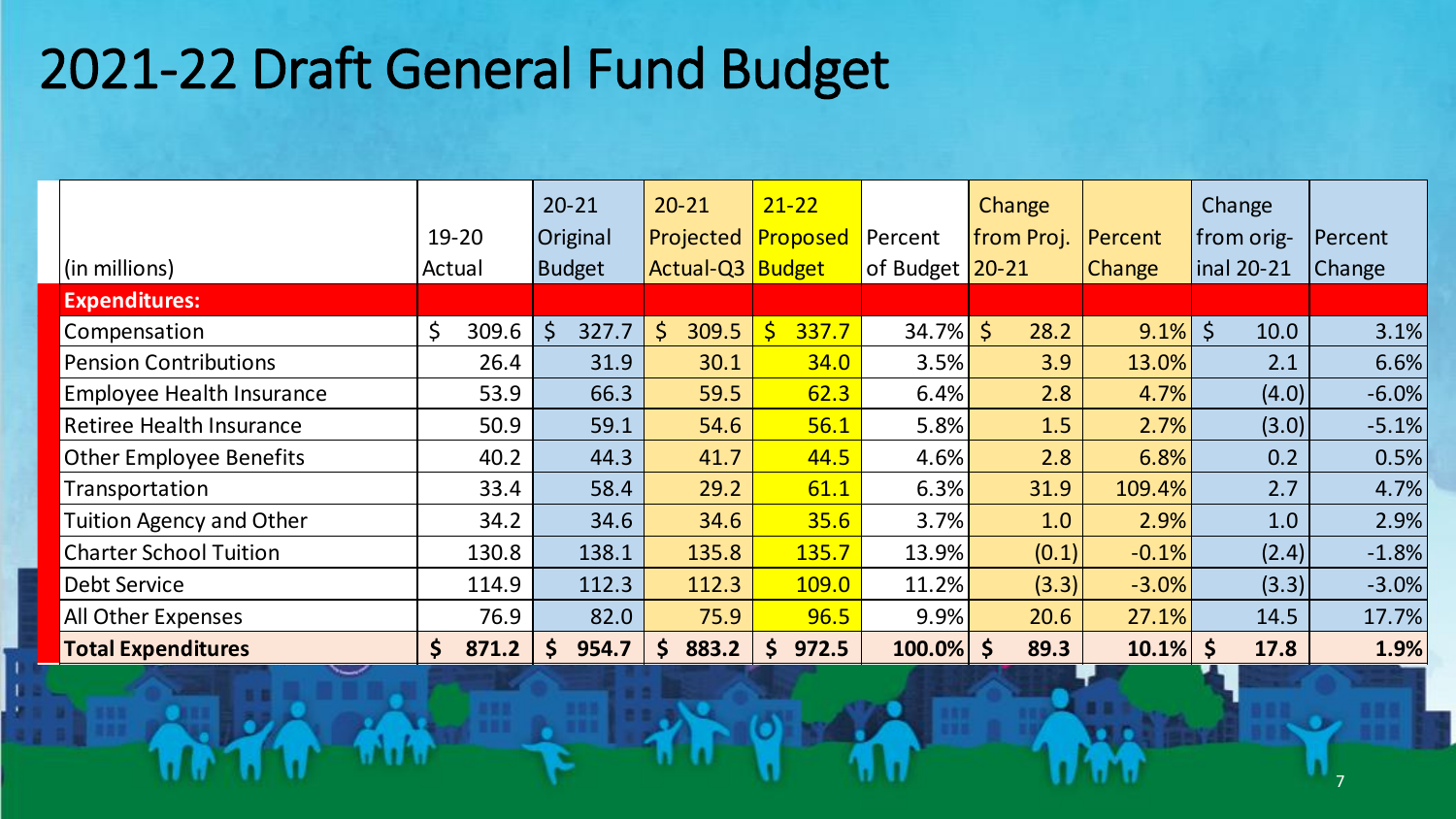# 2021-22 Draft General Fund Budget

| (in millions) | 19-20 Actual | 20-21 Original Budget | 20-21 Projected Actual-Q3 | 21-22 Proposed Budget | Percent of Budget | Change from Proj. 20-21 | Percent Change | Change from orig-inal 20-21 | Percent Change |
|---|---|---|---|---|---|---|---|---|---|
| **Expenditures:** | | | | | | | | | |
| Compensation | $ 309.6 | $ 327.7 | $ 309.5 | $ 337.7 | 34.7% | $ 28.2 | 9.1% | $ 10.0 | 3.1% |
| Pension Contributions | 26.4 | 31.9 | 30.1 | 34.0 | 3.5% | 3.9 | 13.0% | 2.1 | 6.6% |
| Employee Health Insurance | 53.9 | 66.3 | 59.5 | 62.3 | 6.4% | 2.8 | 4.7% | (4.0) | -6.0% |
| Retiree Health Insurance | 50.9 | 59.1 | 54.6 | 56.1 | 5.8% | 1.5 | 2.7% | (3.0) | -5.1% |
| Other Employee Benefits | 40.2 | 44.3 | 41.7 | 44.5 | 4.6% | 2.8 | 6.8% | 0.2 | 0.5% |
| Transportation | 33.4 | 58.4 | 29.2 | 61.1 | 6.3% | 31.9 | 109.4% | 2.7 | 4.7% |
| Tuition Agency and Other | 34.2 | 34.6 | 34.6 | 35.6 | 3.7% | 1.0 | 2.9% | 1.0 | 2.9% |
| Charter School Tuition | 130.8 | 138.1 | 135.8 | 135.7 | 13.9% | (0.1) | -0.1% | (2.4) | -1.8% |
| Debt Service | 114.9 | 112.3 | 112.3 | 109.0 | 11.2% | (3.3) | -3.0% | (3.3) | -3.0% |
| All Other Expenses | 76.9 | 82.0 | 75.9 | 96.5 | 9.9% | 20.6 | 27.1% | 14.5 | 17.7% |
| **Total Expenditures** | **$ 871.2** | **$ 954.7** | **$ 883.2** | **$ 972.5** | **100.0%** | **$ 89.3** | **10.1%** | **$ 17.8** | **1.9%** |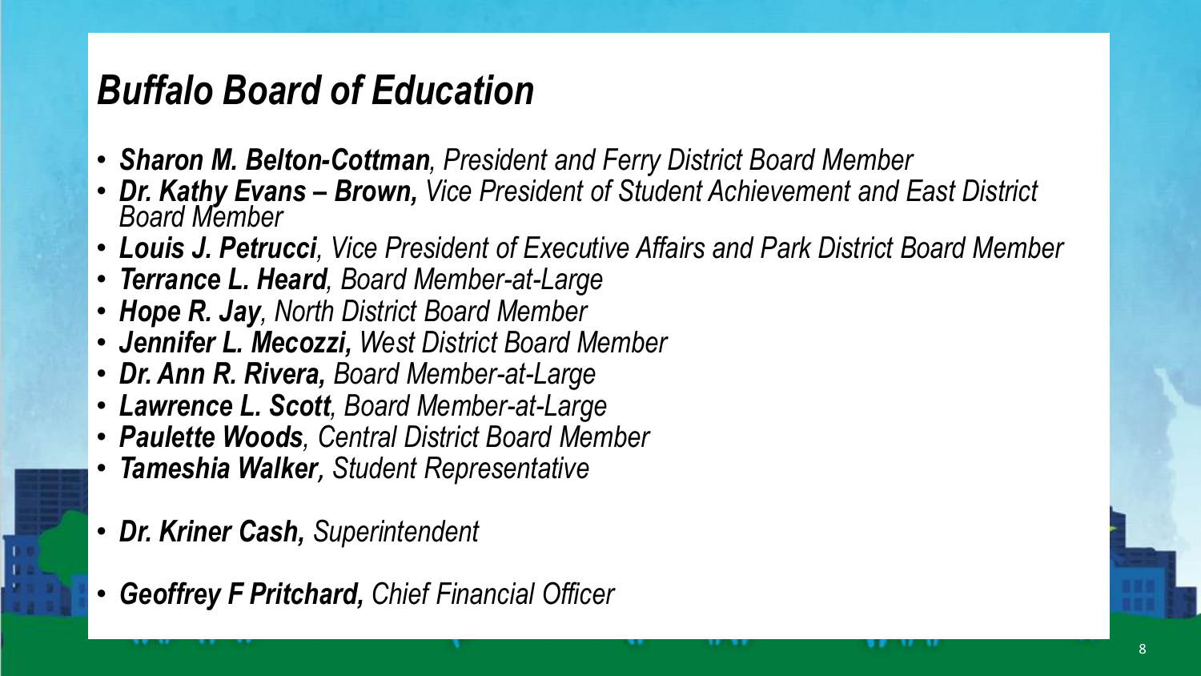# *Buffalo Board of Education*

- ***Sharon M. Belton-Cottman**, President and Ferry District Board Member*
- ***Dr. Kathy Evans – Brown,** Vice President of Student Achievement and East District Board Member*
- ***Louis J. Petrucci**, Vice President of Executive Affairs and Park District Board Member*
- ***Terrance L. Heard**, Board Member-at-Large*
- ***Hope R. Jay**, North District Board Member*
- ***Jennifer L. Mecozzi,** West District Board Member*
- ***Dr. Ann R. Rivera,** Board Member-at-Large*
- ***Lawrence L. Scott**, Board Member-at-Large*
- ***Paulette Woods**, Central District Board Member*
- ***Tameshia Walker**, Student Representative*

- ***Dr. Kriner Cash,** Superintendent*

- ***Geoffrey F Pritchard,** Chief Financial Officer*